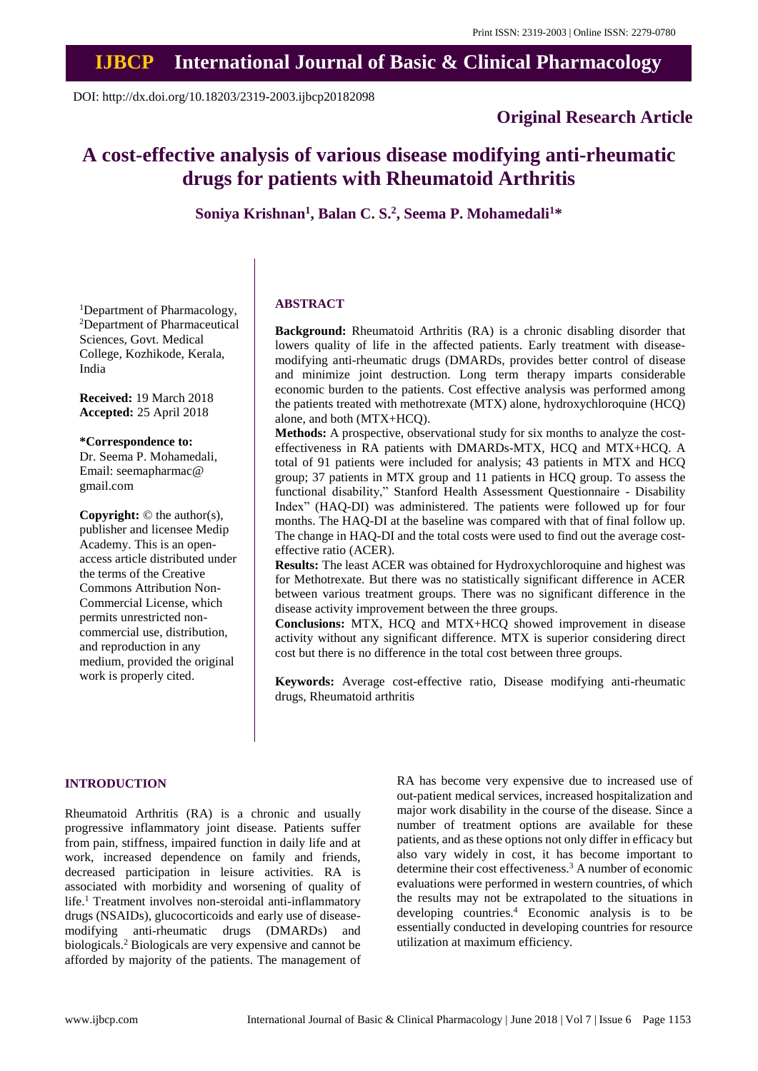DOI: http://dx.doi.org/10.18203/2319-2003.ijbcp20182098

**Original Research Article**

# A cost-effective analysis of various disease modifying anti-rheumatic drugs for patients with Rheumatoid Arthritis

**Soniya Krishnan[1], Balan C. S.[2], Seema P. Mohamedali[1]***

[1]Department of Pharmacology, [2]Department of Pharmaceutical Sciences, Govt. Medical College, Kozhikode, Kerala, India

**Received:** 19 March 2018
**Accepted:** 25 April 2018

***Correspondence to:**
Dr. Seema P. Mohamedali,
Email: seemapharmac@gmail.com

**Copyright:** © the author(s), publisher and licensee Medip Academy. This is an open-access article distributed under the terms of the Creative Commons Attribution Non-Commercial License, which permits unrestricted non-commercial use, distribution, and reproduction in any medium, provided the original work is properly cited.

## ABSTRACT

**Background:** Rheumatoid Arthritis (RA) is a chronic disabling disorder that lowers quality of life in the affected patients. Early treatment with disease-modifying anti-rheumatic drugs (DMARDs, provides better control of disease and minimize joint destruction. Long term therapy imparts considerable economic burden to the patients. Cost effective analysis was performed among the patients treated with methotrexate (MTX) alone, hydroxychloroquine (HCQ) alone, and both (MTX+HCQ).

**Methods:** A prospective, observational study for six months to analyze the cost-effectiveness in RA patients with DMARDs-MTX, HCQ and MTX+HCQ. A total of 91 patients were included for analysis; 43 patients in MTX and HCQ group; 37 patients in MTX group and 11 patients in HCQ group. To assess the functional disability," Stanford Health Assessment Questionnaire - Disability Index" (HAQ-DI) was administered. The patients were followed up for four months. The HAQ-DI at the baseline was compared with that of final follow up. The change in HAQ-DI and the total costs were used to find out the average cost-effective ratio (ACER).

**Results:** The least ACER was obtained for Hydroxychloroquine and highest was for Methotrexate. But there was no statistically significant difference in ACER between various treatment groups. There was no significant difference in the disease activity improvement between the three groups.

**Conclusions:** MTX, HCQ and MTX+HCQ showed improvement in disease activity without any significant difference. MTX is superior considering direct cost but there is no difference in the total cost between three groups.

**Keywords:** Average cost-effective ratio, Disease modifying anti-rheumatic drugs, Rheumatoid arthritis

## INTRODUCTION

Rheumatoid Arthritis (RA) is a chronic and usually progressive inflammatory joint disease. Patients suffer from pain, stiffness, impaired function in daily life and at work, increased dependence on family and friends, decreased participation in leisure activities. RA is associated with morbidity and worsening of quality of life.[1] Treatment involves non-steroidal anti-inflammatory drugs (NSAIDs), glucocorticoids and early use of disease-modifying anti-rheumatic drugs (DMARDs) and biologicals.[2] Biologicals are very expensive and cannot be afforded by majority of the patients. The management of RA has become very expensive due to increased use of out-patient medical services, increased hospitalization and major work disability in the course of the disease. Since a number of treatment options are available for these patients, and as these options not only differ in efficacy but also vary widely in cost, it has become important to determine their cost effectiveness.[3] A number of economic evaluations were performed in western countries, of which the results may not be extrapolated to the situations in developing countries.[4] Economic analysis is to be essentially conducted in developing countries for resource utilization at maximum efficiency.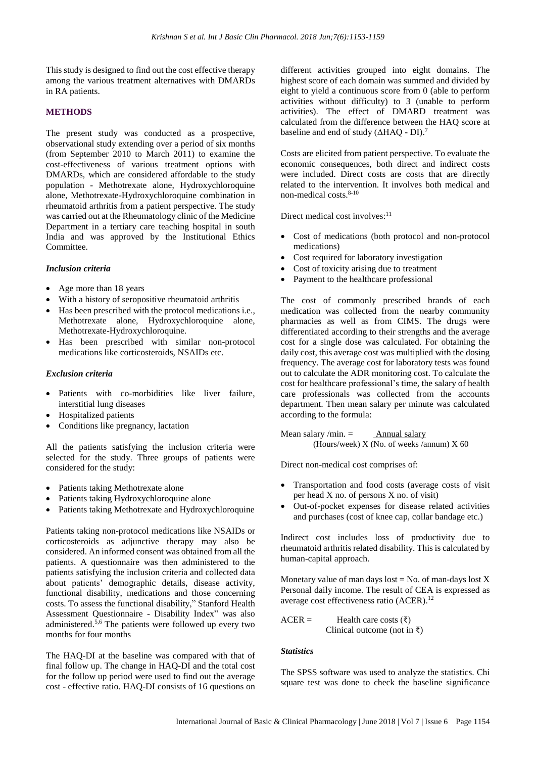This study is designed to find out the cost effective therapy among the various treatment alternatives with DMARDs in RA patients.

## METHODS

The present study was conducted as a prospective, observational study extending over a period of six months (from September 2010 to March 2011) to examine the cost-effectiveness of various treatment options with DMARDs, which are considered affordable to the study population - Methotrexate alone, Hydroxychloroquine alone, Methotrexate-Hydroxychloroquine combination in rheumatoid arthritis from a patient perspective. The study was carried out at the Rheumatology clinic of the Medicine Department in a tertiary care teaching hospital in south India and was approved by the Institutional Ethics Committee.

### *Inclusion criteria*

- Age more than 18 years
- With a history of seropositive rheumatoid arthritis
- Has been prescribed with the protocol medications i.e., Methotrexate alone, Hydroxychloroquine alone, Methotrexate-Hydroxychloroquine.
- Has been prescribed with similar non-protocol medications like corticosteroids, NSAIDs etc.

### *Exclusion criteria*

- Patients with co-morbidities like liver failure, interstitial lung diseases
- Hospitalized patients
- Conditions like pregnancy, lactation

All the patients satisfying the inclusion criteria were selected for the study. Three groups of patients were considered for the study:

- Patients taking Methotrexate alone
- Patients taking Hydroxychloroquine alone
- Patients taking Methotrexate and Hydroxychloroquine

Patients taking non-protocol medications like NSAIDs or corticosteroids as adjunctive therapy may also be considered. An informed consent was obtained from all the patients. A questionnaire was then administered to the patients satisfying the inclusion criteria and collected data about patients' demographic details, disease activity, functional disability, medications and those concerning costs. To assess the functional disability," Stanford Health Assessment Questionnaire - Disability Index" was also administered.[5,6] The patients were followed up every two months for four months

The HAQ-DI at the baseline was compared with that of final follow up. The change in HAQ-DI and the total cost for the follow up period were used to find out the average cost - effective ratio. HAQ-DI consists of 16 questions on different activities grouped into eight domains. The highest score of each domain was summed and divided by eight to yield a continuous score from 0 (able to perform activities without difficulty) to 3 (unable to perform activities). The effect of DMARD treatment was calculated from the difference between the HAQ score at baseline and end of study (ΔHAQ - DI).[7]

Costs are elicited from patient perspective. To evaluate the economic consequences, both direct and indirect costs were included. Direct costs are costs that are directly related to the intervention. It involves both medical and non-medical costs.[8-10]

Direct medical cost involves:[11]

- Cost of medications (both protocol and non-protocol medications)
- Cost required for laboratory investigation
- Cost of toxicity arising due to treatment
- Payment to the healthcare professional

The cost of commonly prescribed brands of each medication was collected from the nearby community pharmacies as well as from CIMS. The drugs were differentiated according to their strengths and the average cost for a single dose was calculated. For obtaining the daily cost, this average cost was multiplied with the dosing frequency. The average cost for laboratory tests was found out to calculate the ADR monitoring cost. To calculate the cost for healthcare professional's time, the salary of health care professionals was collected from the accounts department. Then mean salary per minute was calculated according to the formula:

$$\text{Mean salary /min.} = \frac{\text{Annual salary}}{\text{(Hours/week)} \times \text{(No. of weeks /annum)} \times 60}$$

Direct non-medical cost comprises of:

- Transportation and food costs (average costs of visit per head X no. of persons X no. of visit)
- Out-of-pocket expenses for disease related activities and purchases (cost of knee cap, collar bandage etc.)

Indirect cost includes loss of productivity due to rheumatoid arthritis related disability. This is calculated by human-capital approach.

Monetary value of man days lost = No. of man-days lost X Personal daily income. The result of CEA is expressed as average cost effectiveness ratio (ACER).[12]

$$\text{ACER} = \frac{\text{Health care costs (₹)}}{\text{Clinical outcome (not in ₹)}}$$

### *Statistics*

The SPSS software was used to analyze the statistics. Chi square test was done to check the baseline significance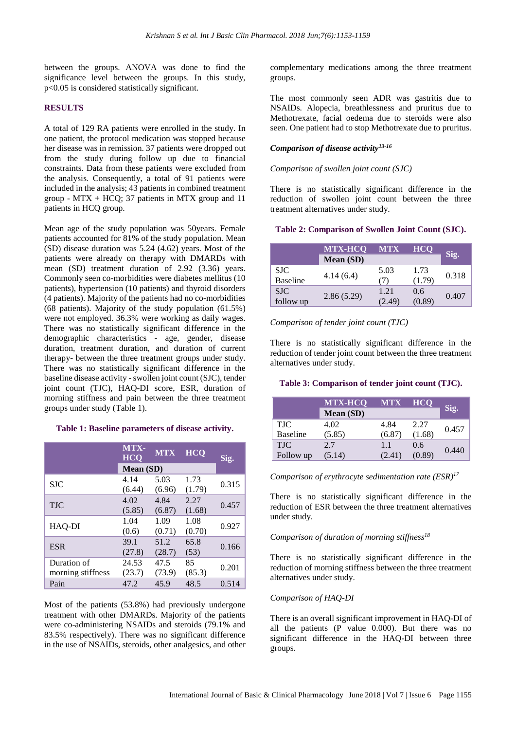between the groups. ANOVA was done to find the significance level between the groups. In this study, $p<0.05$ is considered statistically significant.

## RESULTS

A total of 129 RA patients were enrolled in the study. In one patient, the protocol medication was stopped because her disease was in remission. 37 patients were dropped out from the study during follow up due to financial constraints. Data from these patients were excluded from the analysis. Consequently, a total of 91 patients were included in the analysis; 43 patients in combined treatment group - MTX + HCQ; 37 patients in MTX group and 11 patients in HCQ group.

Mean age of the study population was 50years. Female patients accounted for 81% of the study population. Mean (SD) disease duration was 5.24 (4.62) years. Most of the patients were already on therapy with DMARDs with mean (SD) treatment duration of 2.92 (3.36) years. Commonly seen co-morbidities were diabetes mellitus (10 patients), hypertension (10 patients) and thyroid disorders (4 patients). Majority of the patients had no co-morbidities (68 patients). Majority of the study population (61.5%) were not employed. 36.3% were working as daily wages. There was no statistically significant difference in the demographic characteristics - age, gender, disease duration, treatment duration, and duration of current therapy- between the three treatment groups under study. There was no statistically significant difference in the baseline disease activity - swollen joint count (SJC), tender joint count (TJC), HAQ-DI score, ESR, duration of morning stiffness and pain between the three treatment groups under study (Table 1).

**Table 1: Baseline parameters of disease activity.**

| | MTX-HCQ | MTX | HCQ | Sig. |
|---|---|---|---|---|
| | Mean (SD) | | | |
| SJC | 4.14 (6.44) | 5.03 (6.96) | 1.73 (1.79) | 0.315 |
| TJC | 4.02 (5.85) | 4.84 (6.87) | 2.27 (1.68) | 0.457 |
| HAQ-DI | 1.04 (0.6) | 1.09 (0.71) | 1.08 (0.70) | 0.927 |
| ESR | 39.1 (27.8) | 51.2 (28.7) | 65.8 (53) | 0.166 |
| Duration of morning stiffness | 24.53 (23.7) | 47.5 (73.9) | 85 (85.3) | 0.201 |
| Pain | 47.2 | 45.9 | 48.5 | 0.514 |

Most of the patients (53.8%) had previously undergone treatment with other DMARDs. Majority of the patients were co-administering NSAIDs and steroids (79.1% and 83.5% respectively). There was no significant difference in the use of NSAIDs, steroids, other analgesics, and other complementary medications among the three treatment groups.

The most commonly seen ADR was gastritis due to NSAIDs. Alopecia, breathlessness and pruritus due to Methotrexate, facial oedema due to steroids were also seen. One patient had to stop Methotrexate due to pruritus.

### *Comparison of disease activity*[13-16]

*Comparison of swollen joint count (SJC)*

There is no statistically significant difference in the reduction of swollen joint count between the three treatment alternatives under study.

**Table 2: Comparison of Swollen Joint Count (SJC).**

| | MTX-HCQ | MTX | HCQ | Sig. |
|---|---|---|---|---|
| | Mean (SD) | | | |
| SJC Baseline | 4.14 (6.4) | 5.03 (7) | 1.73 (1.79) | 0.318 |
| SJC follow up | 2.86 (5.29) | 1.21 (2.49) | 0.6 (0.89) | 0.407 |

*Comparison of tender joint count (TJC)*

There is no statistically significant difference in the reduction of tender joint count between the three treatment alternatives under study.

**Table 3: Comparison of tender joint count (TJC).**

| | MTX-HCQ | MTX | HCQ | Sig. |
|---|---|---|---|---|
| | Mean (SD) | | | |
| TJC Baseline | 4.02 (5.85) | 4.84 (6.87) | 2.27 (1.68) | 0.457 |
| TJC Follow up | 2.7 (5.14) | 1.1 (2.41) | 0.6 (0.89) | 0.440 |

*Comparison of erythrocyte sedimentation rate (ESR)*[17]

There is no statistically significant difference in the reduction of ESR between the three treatment alternatives under study.

*Comparison of duration of morning stiffness*[18]

There is no statistically significant difference in the reduction of morning stiffness between the three treatment alternatives under study.

*Comparison of HAQ-DI*

There is an overall significant improvement in HAQ-DI of all the patients (P value 0.000). But there was no significant difference in the HAQ-DI between three groups.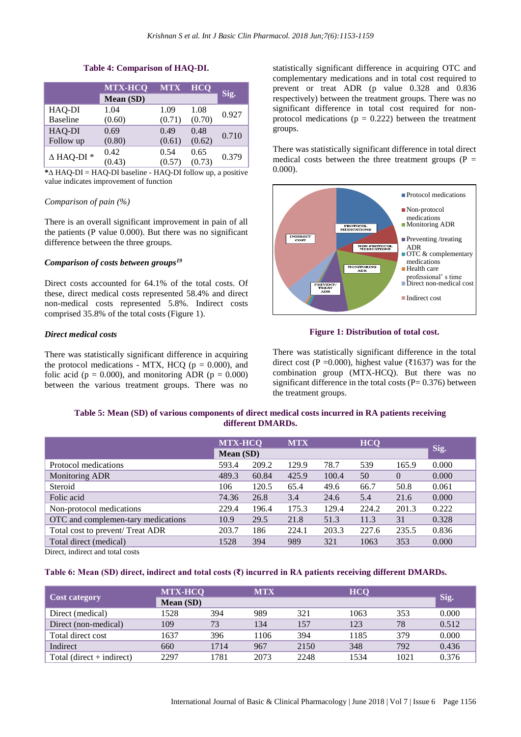**Table 4: Comparison of HAQ-DI.**

| | MTX-HCQ | MTX | HCQ | Sig. |
|---|---|---|---|---|
| | Mean (SD) | | | |
| HAQ-DI Baseline | 1.04 (0.60) | 1.09 (0.71) | 1.08 (0.70) | 0.927 |
| HAQ-DI Follow up | 0.69 (0.80) | 0.49 (0.61) | 0.48 (0.62) | 0.710 |
| Δ HAQ-DI * | 0.42 (0.43) | 0.54 (0.57) | 0.65 (0.73) | 0.379 |

*Δ HAQ-DI = HAQ-DI baseline - HAQ-DI follow up, a positive value indicates improvement of function

*Comparison of pain (%)*

There is an overall significant improvement in pain of all the patients (P value 0.000). But there was no significant difference between the three groups.

***Comparison of costs between groups*[19]**

Direct costs accounted for 64.1% of the total costs. Of these, direct medical costs represented 58.4% and direct non-medical costs represented 5.8%. Indirect costs comprised 35.8% of the total costs (Figure 1).

***Direct medical costs***

There was statistically significant difference in acquiring the protocol medications - MTX, HCQ (p = 0.000), and folic acid (p = 0.000), and monitoring ADR (p = 0.000) between the various treatment groups. There was no statistically significant difference in acquiring OTC and complementary medications and in total cost required to prevent or treat ADR (p value 0.328 and 0.836 respectively) between the treatment groups. There was no significant difference in total cost required for non-protocol medications (p = 0.222) between the treatment groups.

There was statistically significant difference in total direct medical costs between the three treatment groups (P = 0.000).

**Figure 1: Distribution of total cost.**

There was statistically significant difference in the total direct cost (P =0.000), highest value (₹1637) was for the combination group (MTX-HCQ). But there was no significant difference in the total costs (P= 0.376) between the treatment groups.

**Table 5: Mean (SD) of various components of direct medical costs incurred in RA patients receiving different DMARDs.**

| | MTX-HCQ | | MTX | | HCQ | | Sig. |
|---|---|---|---|---|---|---|---|
| | Mean (SD) | | | | | | |
| Protocol medications | 593.4 | 209.2 | 129.9 | 78.7 | 539 | 165.9 | 0.000 |
| Monitoring ADR | 489.3 | 60.84 | 425.9 | 100.4 | 50 | 0 | 0.000 |
| Steroid | 106 | 120.5 | 65.4 | 49.6 | 66.7 | 50.8 | 0.061 |
| Folic acid | 74.36 | 26.8 | 3.4 | 24.6 | 5.4 | 21.6 | 0.000 |
| Non-protocol medications | 229.4 | 196.4 | 175.3 | 129.4 | 224.2 | 201.3 | 0.222 |
| OTC and complemen-tary medications | 10.9 | 29.5 | 21.8 | 51.3 | 11.3 | 31 | 0.328 |
| Total cost to prevent/ Treat ADR | 203.7 | 186 | 224.1 | 203.3 | 227.6 | 235.5 | 0.836 |
| Total direct (medical) | 1528 | 394 | 989 | 321 | 1063 | 353 | 0.000 |

Direct, indirect and total costs

**Table 6: Mean (SD) direct, indirect and total costs (₹) incurred in RA patients receiving different DMARDs.**

| Cost category | MTX-HCQ | | MTX | | HCQ | | Sig. |
|---|---|---|---|---|---|---|---|
| | Mean (SD) | | | | | | |
| Direct (medical) | 1528 | 394 | 989 | 321 | 1063 | 353 | 0.000 |
| Direct (non-medical) | 109 | 73 | 134 | 157 | 123 | 78 | 0.512 |
| Total direct cost | 1637 | 396 | 1106 | 394 | 1185 | 379 | 0.000 |
| Indirect | 660 | 1714 | 967 | 2150 | 348 | 792 | 0.436 |
| Total (direct + indirect) | 2297 | 1781 | 2073 | 2248 | 1534 | 1021 | 0.376 |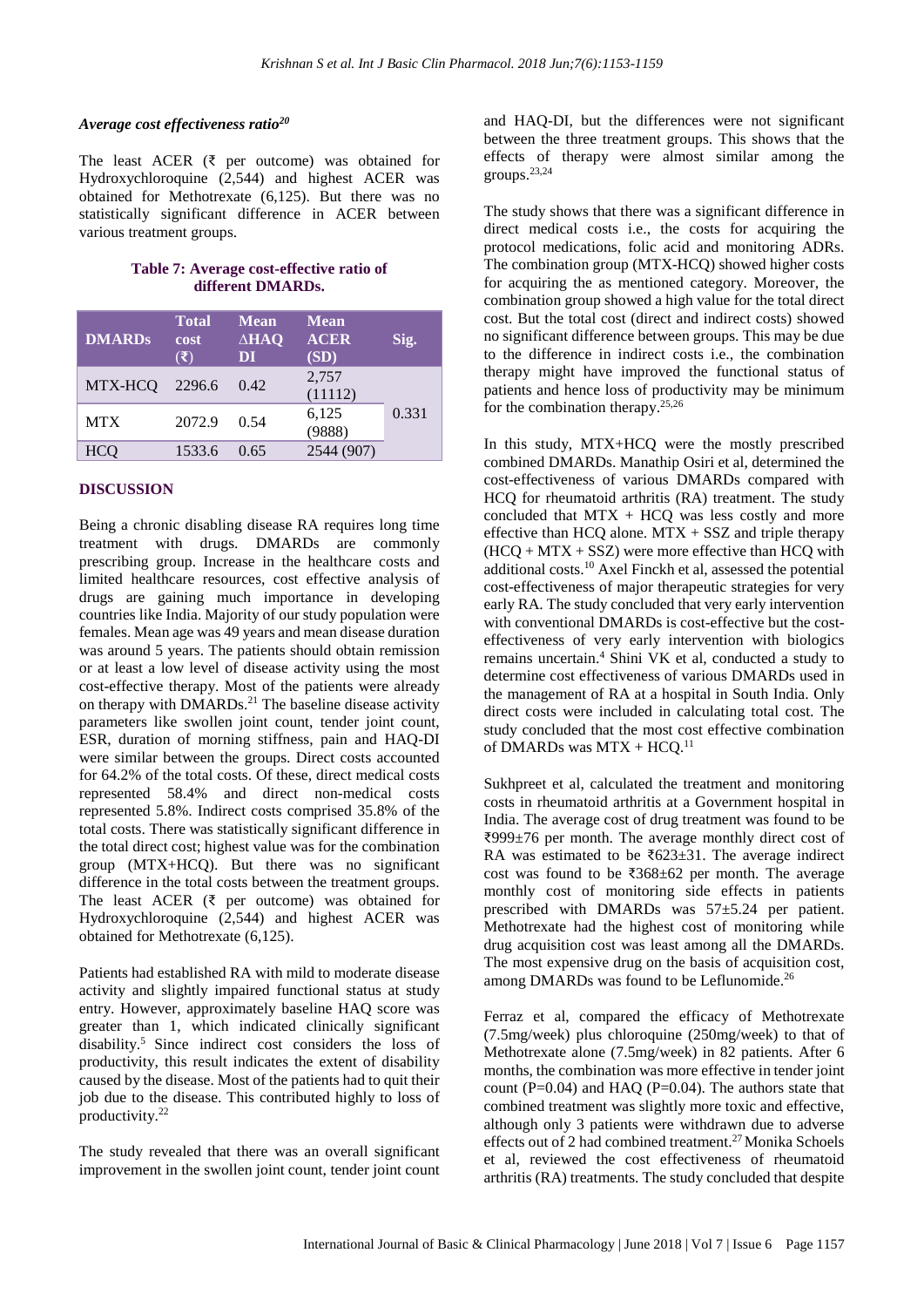### *Average cost effectiveness ratio*[20]

The least ACER (₹ per outcome) was obtained for Hydroxychloroquine (2,544) and highest ACER was obtained for Methotrexate (6,125). But there was no statistically significant difference in ACER between various treatment groups.

**Table 7: Average cost-effective ratio of different DMARDs.**

| DMARDs | Total cost (₹) | Mean ΔHAQ DI | Mean ACER (SD) | Sig. |
|---|---|---|---|---|
| MTX-HCQ | 2296.6 | 0.42 | 2,757 (11112) | 0.331 |
| MTX | 2072.9 | 0.54 | 6,125 (9888) | |
| HCQ | 1533.6 | 0.65 | 2544 (907) | |

## DISCUSSION

Being a chronic disabling disease RA requires long time treatment with drugs. DMARDs are commonly prescribing group. Increase in the healthcare costs and limited healthcare resources, cost effective analysis of drugs are gaining much importance in developing countries like India. Majority of our study population were females. Mean age was 49 years and mean disease duration was around 5 years. The patients should obtain remission or at least a low level of disease activity using the most cost-effective therapy. Most of the patients were already on therapy with DMARDs.[21] The baseline disease activity parameters like swollen joint count, tender joint count, ESR, duration of morning stiffness, pain and HAQ-DI were similar between the groups. Direct costs accounted for 64.2% of the total costs. Of these, direct medical costs represented 58.4% and direct non-medical costs represented 5.8%. Indirect costs comprised 35.8% of the total costs. There was statistically significant difference in the total direct cost; highest value was for the combination group (MTX+HCQ). But there was no significant difference in the total costs between the treatment groups. The least ACER (₹ per outcome) was obtained for Hydroxychloroquine (2,544) and highest ACER was obtained for Methotrexate (6,125).

Patients had established RA with mild to moderate disease activity and slightly impaired functional status at study entry. However, approximately baseline HAQ score was greater than 1, which indicated clinically significant disability.[5] Since indirect cost considers the loss of productivity, this result indicates the extent of disability caused by the disease. Most of the patients had to quit their job due to the disease. This contributed highly to loss of productivity.[22]

The study revealed that there was an overall significant improvement in the swollen joint count, tender joint count and HAQ-DI, but the differences were not significant between the three treatment groups. This shows that the effects of therapy were almost similar among the groups.[23,24]

The study shows that there was a significant difference in direct medical costs i.e., the costs for acquiring the protocol medications, folic acid and monitoring ADRs. The combination group (MTX-HCQ) showed higher costs for acquiring the as mentioned category. Moreover, the combination group showed a high value for the total direct cost. But the total cost (direct and indirect costs) showed no significant difference between groups. This may be due to the difference in indirect costs i.e., the combination therapy might have improved the functional status of patients and hence loss of productivity may be minimum for the combination therapy.[25,26]

In this study, MTX+HCQ were the mostly prescribed combined DMARDs. Manathip Osiri et al, determined the cost-effectiveness of various DMARDs compared with HCQ for rheumatoid arthritis (RA) treatment. The study concluded that MTX + HCQ was less costly and more effective than HCQ alone. MTX + SSZ and triple therapy (HCQ + MTX + SSZ) were more effective than HCQ with additional costs.[10] Axel Finckh et al, assessed the potential cost-effectiveness of major therapeutic strategies for very early RA. The study concluded that very early intervention with conventional DMARDs is cost-effective but the cost-effectiveness of very early intervention with biologics remains uncertain.[4] Shini VK et al, conducted a study to determine cost effectiveness of various DMARDs used in the management of RA at a hospital in South India. Only direct costs were included in calculating total cost. The study concluded that the most cost effective combination of DMARDs was MTX + HCQ.[11]

Sukhpreet et al, calculated the treatment and monitoring costs in rheumatoid arthritis at a Government hospital in India. The average cost of drug treatment was found to be ₹999±76 per month. The average monthly direct cost of RA was estimated to be ₹623±31. The average indirect cost was found to be ₹368±62 per month. The average monthly cost of monitoring side effects in patients prescribed with DMARDs was 57±5.24 per patient. Methotrexate had the highest cost of monitoring while drug acquisition cost was least among all the DMARDs. The most expensive drug on the basis of acquisition cost, among DMARDs was found to be Leflunomide.[26]

Ferraz et al, compared the efficacy of Methotrexate (7.5mg/week) plus chloroquine (250mg/week) to that of Methotrexate alone (7.5mg/week) in 82 patients. After 6 months, the combination was more effective in tender joint count (P=0.04) and HAQ (P=0.04). The authors state that combined treatment was slightly more toxic and effective, although only 3 patients were withdrawn due to adverse effects out of 2 had combined treatment.[27] Monika Schoels et al, reviewed the cost effectiveness of rheumatoid arthritis (RA) treatments. The study concluded that despite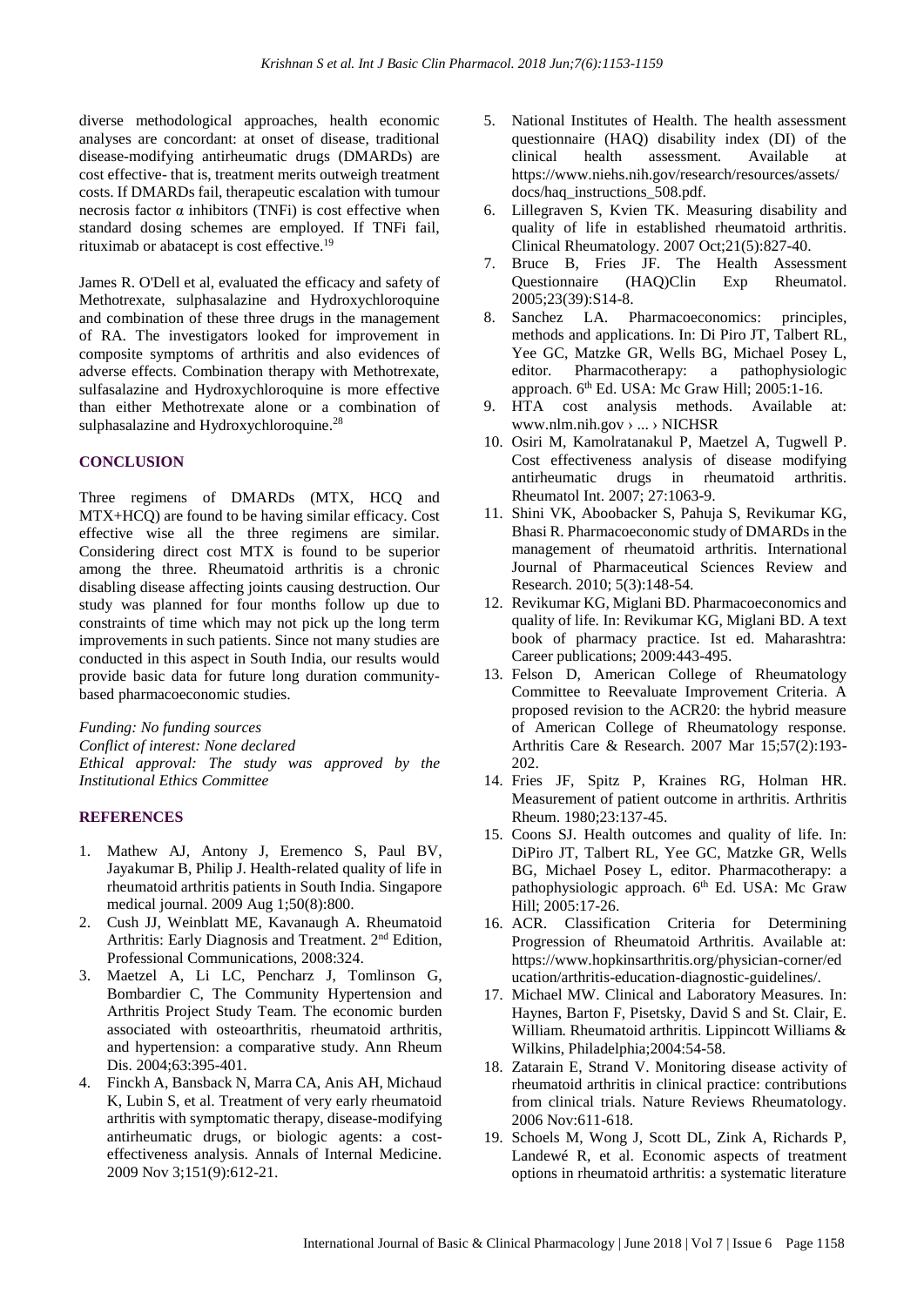diverse methodological approaches, health economic analyses are concordant: at onset of disease, traditional disease-modifying antirheumatic drugs (DMARDs) are cost effective- that is, treatment merits outweigh treatment costs. If DMARDs fail, therapeutic escalation with tumour necrosis factor α inhibitors (TNFi) is cost effective when standard dosing schemes are employed. If TNFi fail, rituximab or abatacept is cost effective.[19]

James R. O'Dell et al, evaluated the efficacy and safety of Methotrexate, sulphasalazine and Hydroxychloroquine and combination of these three drugs in the management of RA. The investigators looked for improvement in composite symptoms of arthritis and also evidences of adverse effects. Combination therapy with Methotrexate, sulfasalazine and Hydroxychloroquine is more effective than either Methotrexate alone or a combination of sulphasalazine and Hydroxychloroquine.[28]

## CONCLUSION

Three regimens of DMARDs (MTX, HCQ and MTX+HCQ) are found to be having similar efficacy. Cost effective wise all the three regimens are similar. Considering direct cost MTX is found to be superior among the three. Rheumatoid arthritis is a chronic disabling disease affecting joints causing destruction. Our study was planned for four months follow up due to constraints of time which may not pick up the long term improvements in such patients. Since not many studies are conducted in this aspect in South India, our results would provide basic data for future long duration community-based pharmacoeconomic studies.

*Funding: No funding sources*
*Conflict of interest: None declared*
*Ethical approval: The study was approved by the Institutional Ethics Committee*

## REFERENCES

1. Mathew AJ, Antony J, Eremenco S, Paul BV, Jayakumar B, Philip J. Health-related quality of life in rheumatoid arthritis patients in South India. Singapore medical journal. 2009 Aug 1;50(8):800.
2. Cush JJ, Weinblatt ME, Kavanaugh A. Rheumatoid Arthritis: Early Diagnosis and Treatment. 2nd Edition, Professional Communications, 2008:324.
3. Maetzel A, Li LC, Pencharz J, Tomlinson G, Bombardier C, The Community Hypertension and Arthritis Project Study Team. The economic burden associated with osteoarthritis, rheumatoid arthritis, and hypertension: a comparative study. Ann Rheum Dis. 2004;63:395-401.
4. Finckh A, Bansback N, Marra CA, Anis AH, Michaud K, Lubin S, et al. Treatment of very early rheumatoid arthritis with symptomatic therapy, disease-modifying antirheumatic drugs, or biologic agents: a cost-effectiveness analysis. Annals of Internal Medicine. 2009 Nov 3;151(9):612-21.
5. National Institutes of Health. The health assessment questionnaire (HAQ) disability index (DI) of the clinical health assessment. Available at https://www.niehs.nih.gov/research/resources/assets/docs/haq_instructions_508.pdf.
6. Lillegraven S, Kvien TK. Measuring disability and quality of life in established rheumatoid arthritis. Clinical Rheumatology. 2007 Oct;21(5):827-40.
7. Bruce B, Fries JF. The Health Assessment Questionnaire (HAQ)Clin Exp Rheumatol. 2005;23(39):S14-8.
8. Sanchez LA. Pharmacoeconomics: principles, methods and applications. In: Di Piro JT, Talbert RL, Yee GC, Matzke GR, Wells BG, Michael Posey L, editor. Pharmacotherapy: a pathophysiologic approach. 6th Ed. USA: Mc Graw Hill; 2005:1-16.
9. HTA cost analysis methods. Available at: www.nlm.nih.gov › ... › NICHSR
10. Osiri M, Kamolratanakul P, Maetzel A, Tugwell P. Cost effectiveness analysis of disease modifying antirheumatic drugs in rheumatoid arthritis. Rheumatol Int. 2007; 27:1063-9.
11. Shini VK, Aboobacker S, Pahuja S, Revikumar KG, Bhasi R. Pharmacoeconomic study of DMARDs in the management of rheumatoid arthritis. International Journal of Pharmaceutical Sciences Review and Research. 2010; 5(3):148-54.
12. Revikumar KG, Miglani BD. Pharmacoeconomics and quality of life. In: Revikumar KG, Miglani BD. A text book of pharmacy practice. Ist ed. Maharashtra: Career publications; 2009:443-495.
13. Felson D, American College of Rheumatology Committee to Reevaluate Improvement Criteria. A proposed revision to the ACR20: the hybrid measure of American College of Rheumatology response. Arthritis Care & Research. 2007 Mar 15;57(2):193-202.
14. Fries JF, Spitz P, Kraines RG, Holman HR. Measurement of patient outcome in arthritis. Arthritis Rheum. 1980;23:137-45.
15. Coons SJ. Health outcomes and quality of life. In: DiPiro JT, Talbert RL, Yee GC, Matzke GR, Wells BG, Michael Posey L, editor. Pharmacotherapy: a pathophysiologic approach. 6th Ed. USA: Mc Graw Hill; 2005:17-26.
16. ACR. Classification Criteria for Determining Progression of Rheumatoid Arthritis. Available at: https://www.hopkinsarthritis.org/physician-corner/education/arthritis-education-diagnostic-guidelines/.
17. Michael MW. Clinical and Laboratory Measures. In: Haynes, Barton F, Pisetsky, David S and St. Clair, E. William. Rheumatoid arthritis. Lippincott Williams & Wilkins, Philadelphia;2004:54-58.
18. Zatarain E, Strand V. Monitoring disease activity of rheumatoid arthritis in clinical practice: contributions from clinical trials. Nature Reviews Rheumatology. 2006 Nov:611-618.
19. Schoels M, Wong J, Scott DL, Zink A, Richards P, Landewé R, et al. Economic aspects of treatment options in rheumatoid arthritis: a systematic literature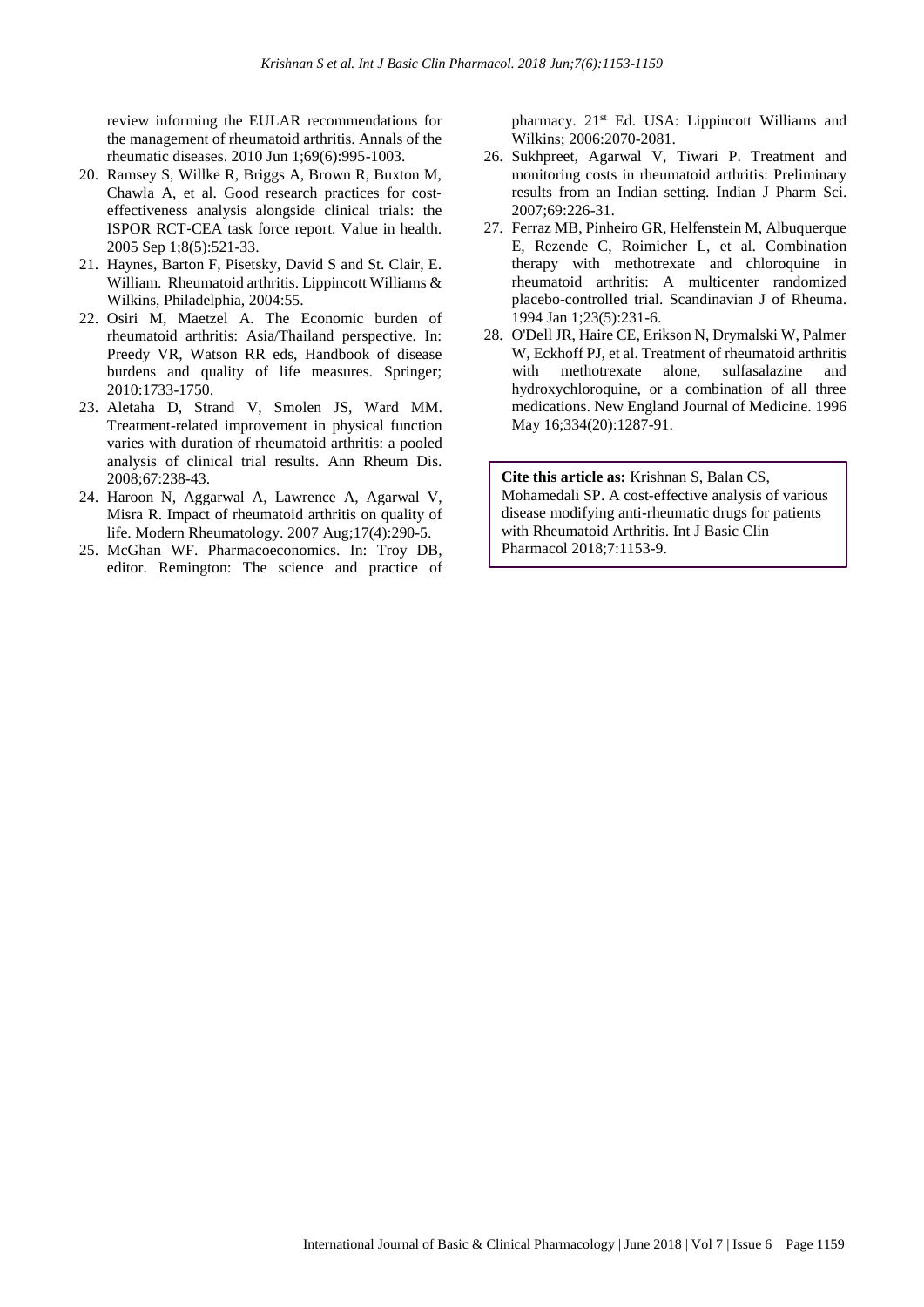review informing the EULAR recommendations for the management of rheumatoid arthritis. Annals of the rheumatic diseases. 2010 Jun 1;69(6):995-1003.

20. Ramsey S, Willke R, Briggs A, Brown R, Buxton M, Chawla A, et al. Good research practices for cost-effectiveness analysis alongside clinical trials: the ISPOR RCT-CEA task force report. Value in health. 2005 Sep 1;8(5):521-33.
21. Haynes, Barton F, Pisetsky, David S and St. Clair, E. William. Rheumatoid arthritis. Lippincott Williams & Wilkins, Philadelphia, 2004:55.
22. Osiri M, Maetzel A. The Economic burden of rheumatoid arthritis: Asia/Thailand perspective. In: Preedy VR, Watson RR eds, Handbook of disease burdens and quality of life measures. Springer; 2010:1733-1750.
23. Aletaha D, Strand V, Smolen JS, Ward MM. Treatment-related improvement in physical function varies with duration of rheumatoid arthritis: a pooled analysis of clinical trial results. Ann Rheum Dis. 2008;67:238-43.
24. Haroon N, Aggarwal A, Lawrence A, Agarwal V, Misra R. Impact of rheumatoid arthritis on quality of life. Modern Rheumatology. 2007 Aug;17(4):290-5.
25. McGhan WF. Pharmacoeconomics. In: Troy DB, editor. Remington: The science and practice of pharmacy. 21st Ed. USA: Lippincott Williams and Wilkins; 2006:2070-2081.
26. Sukhpreet, Agarwal V, Tiwari P. Treatment and monitoring costs in rheumatoid arthritis: Preliminary results from an Indian setting. Indian J Pharm Sci. 2007;69:226-31.
27. Ferraz MB, Pinheiro GR, Helfenstein M, Albuquerque E, Rezende C, Roimicher L, et al. Combination therapy with methotrexate and chloroquine in rheumatoid arthritis: A multicenter randomized placebo-controlled trial. Scandinavian J of Rheuma. 1994 Jan 1;23(5):231-6.
28. O'Dell JR, Haire CE, Erikson N, Drymalski W, Palmer W, Eckhoff PJ, et al. Treatment of rheumatoid arthritis with methotrexate alone, sulfasalazine and hydroxychloroquine, or a combination of all three medications. New England Journal of Medicine. 1996 May 16;334(20):1287-91.

**Cite this article as:** Krishnan S, Balan CS, Mohamedali SP. A cost-effective analysis of various disease modifying anti-rheumatic drugs for patients with Rheumatoid Arthritis. Int J Basic Clin Pharmacol 2018;7:1153-9.